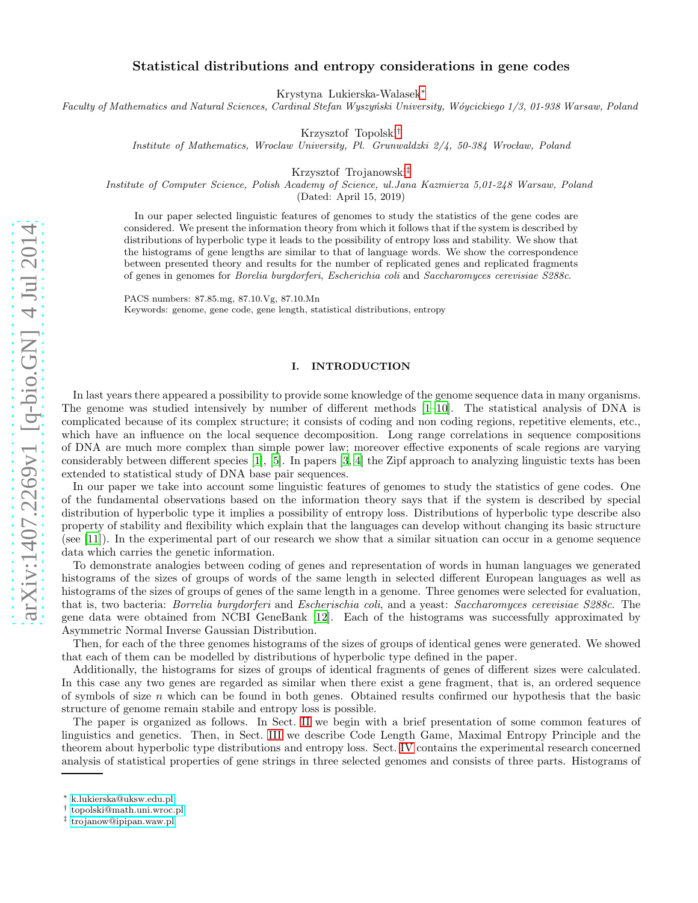# Statistical distributions and entropy considerations in gene codes

Krystyna Lukierska-Walasek[*]

*Faculty of Mathematics and Natural Sciences, Cardinal Stefan Wyszyński University, Wóycickiego 1/3, 01-938 Warsaw, Poland*

Krzysztof Topolski[†]

*Institute of Mathematics, Wroclaw University, Pl. Grunwaldzki 2/4, 50-384 Wrocław, Poland*

Krzysztof Trojanowski[‡]

*Institute of Computer Science, Polish Academy of Science, ul.Jana Kazmierza 5,01-248 Warsaw, Poland*

(Dated: April 15, 2019)

In our paper selected linguistic features of genomes to study the statistics of the gene codes are considered. We present the information theory from which it follows that if the system is described by distributions of hyperbolic type it leads to the possibility of entropy loss and stability. We show that the histograms of gene lengths are similar to that of language words. We show the correspondence between presented theory and results for the number of replicated genes and replicated fragments of genes in genomes for *Borelia burgdorferi*, *Escherichia coli* and *Saccharomyces cerevisiae S288c*.

PACS numbers: 87.85.mg, 87.10.Vg, 87.10.Mn

Keywords: genome, gene code, gene length, statistical distributions, entropy

## I. INTRODUCTION

In last years there appeared a possibility to provide some knowledge of the genome sequence data in many organisms. The genome was studied intensively by number of different methods [1–10]. The statistical analysis of DNA is complicated because of its complex structure; it consists of coding and non coding regions, repetitive elements, etc., which have an influence on the local sequence decomposition. Long range correlations in sequence compositions of DNA are much more complex than simple power law; moreover effective exponents of scale regions are varying considerably between different species [1], [5]. In papers [3, 4] the Zipf approach to analyzing linguistic texts has been extended to statistical study of DNA base pair sequences.

In our paper we take into account some linguistic features of genomes to study the statistics of gene codes. One of the fundamental observations based on the information theory says that if the system is described by special distribution of hyperbolic type it implies a possibility of entropy loss. Distributions of hyperbolic type describe also property of stability and flexibility which explain that the languages can develop without changing its basic structure (see [11]). In the experimental part of our research we show that a similar situation can occur in a genome sequence data which carries the genetic information.

To demonstrate analogies between coding of genes and representation of words in human languages we generated histograms of the sizes of groups of words of the same length in selected different European languages as well as histograms of the sizes of groups of genes of the same length in a genome. Three genomes were selected for evaluation, that is, two bacteria: *Borrelia burgdorferi* and *Escherischia coli*, and a yeast: *Saccharomyces cerevisiae S288c*. The gene data were obtained from NCBI GeneBank [12]. Each of the histograms was successfully approximated by Asymmetric Normal Inverse Gaussian Distribution.

Then, for each of the three genomes histograms of the sizes of groups of identical genes were generated. We showed that each of them can be modelled by distributions of hyperbolic type defined in the paper.

Additionally, the histograms for sizes of groups of identical fragments of genes of different sizes were calculated. In this case any two genes are regarded as similar when there exist a gene fragment, that is, an ordered sequence of symbols of size $n$ which can be found in both genes. Obtained results confirmed our hypothesis that the basic structure of genome remain stabile and entropy loss is possible.

The paper is organized as follows. In Sect. II we begin with a brief presentation of some common features of linguistics and genetics. Then, in Sect. III we describe Code Length Game, Maximal Entropy Principle and the theorem about hyperbolic type distributions and entropy loss. Sect. IV contains the experimental research concerned analysis of statistical properties of gene strings in three selected genomes and consists of three parts. Histograms of

[*] k.lukierska@uksw.edu.pl
[†] topolski@math.uni.wroc.pl
[‡] trojanow@ipipan.waw.pl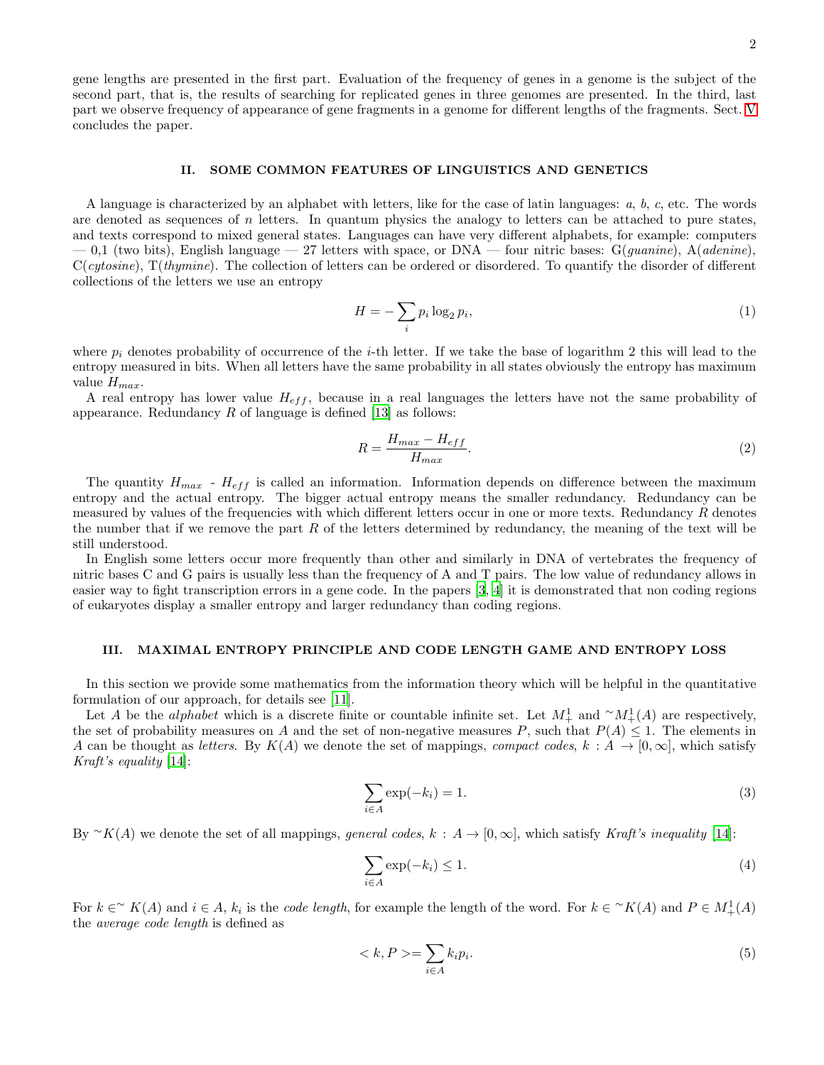gene lengths are presented in the first part. Evaluation of the frequency of genes in a genome is the subject of the second part, that is, the results of searching for replicated genes in three genomes are presented. In the third, last part we observe frequency of appearance of gene fragments in a genome for different lengths of the fragments. Sect. V concludes the paper.

## II. SOME COMMON FEATURES OF LINGUISTICS AND GENETICS

A language is characterized by an alphabet with letters, like for the case of latin languages: *a*, *b*, *c*, etc. The words are denoted as sequences of $n$ letters. In quantum physics the analogy to letters can be attached to pure states, and texts correspond to mixed general states. Languages can have very different alphabets, for example: computers — 0,1 (two bits), English language — 27 letters with space, or DNA — four nitric bases: G(*guanine*), A(*adenine*), C(*cytosine*), T(*thymine*). The collection of letters can be ordered or disordered. To quantify the disorder of different collections of the letters we use an entropy

$$H = -\sum_i p_i \log_2 p_i, \tag{1}$$

where $p_i$ denotes probability of occurrence of the $i$-th letter. If we take the base of logarithm 2 this will lead to the entropy measured in bits. When all letters have the same probability in all states obviously the entropy has maximum value $H_{max}$.

A real entropy has lower value $H_{eff}$, because in a real languages the letters have not the same probability of appearance. Redundancy $R$ of language is defined [13] as follows:

$$R = \frac{H_{max} - H_{eff}}{H_{max}}. \tag{2}$$

The quantity $H_{max}$ - $H_{eff}$ is called an information. Information depends on difference between the maximum entropy and the actual entropy. The bigger actual entropy means the smaller redundancy. Redundancy can be measured by values of the frequencies with which different letters occur in one or more texts. Redundancy $R$ denotes the number that if we remove the part $R$ of the letters determined by redundancy, the meaning of the text will be still understood.

In English some letters occur more frequently than other and similarly in DNA of vertebrates the frequency of nitric bases C and G pairs is usually less than the frequency of A and T pairs. The low value of redundancy allows in easier way to fight transcription errors in a gene code. In the papers [3, 4] it is demonstrated that non coding regions of eukaryotes display a smaller entropy and larger redundancy than coding regions.

## III. MAXIMAL ENTROPY PRINCIPLE AND CODE LENGTH GAME AND ENTROPY LOSS

In this section we provide some mathematics from the information theory which will be helpful in the quantitative formulation of our approach, for details see [11].

Let $A$ be the *alphabet* which is a discrete finite or countable infinite set. Let $M^1_+$ and $\tilde{}M^1_+(A)$ are respectively, the set of probability measures on $A$ and the set of non-negative measures $P$, such that $P(A) \leq 1$. The elements in $A$ can be thought as *letters*. By $K(A)$ we denote the set of mappings, *compact codes*, $k : A \to [0, \infty]$, which satisfy *Kraft's equality* [14]:

$$\sum_{i \in A} \exp(-k_i) = 1. \tag{3}$$

By $\tilde{}K(A)$ we denote the set of all mappings, *general codes*, $k : A \to [0, \infty]$, which satisfy *Kraft's inequality* [14]:

$$\sum_{i \in A} \exp(-k_i) \leq 1. \tag{4}$$

For $k \in^{\sim} K(A)$ and $i \in A$, $k_i$ is the *code length*, for example the length of the word. For $k \in \tilde{}K(A)$ and $P \in M^1_+(A)$ the *average code length* is defined as

$$< k, P >= \sum_{i \in A} k_i p_i. \tag{5}$$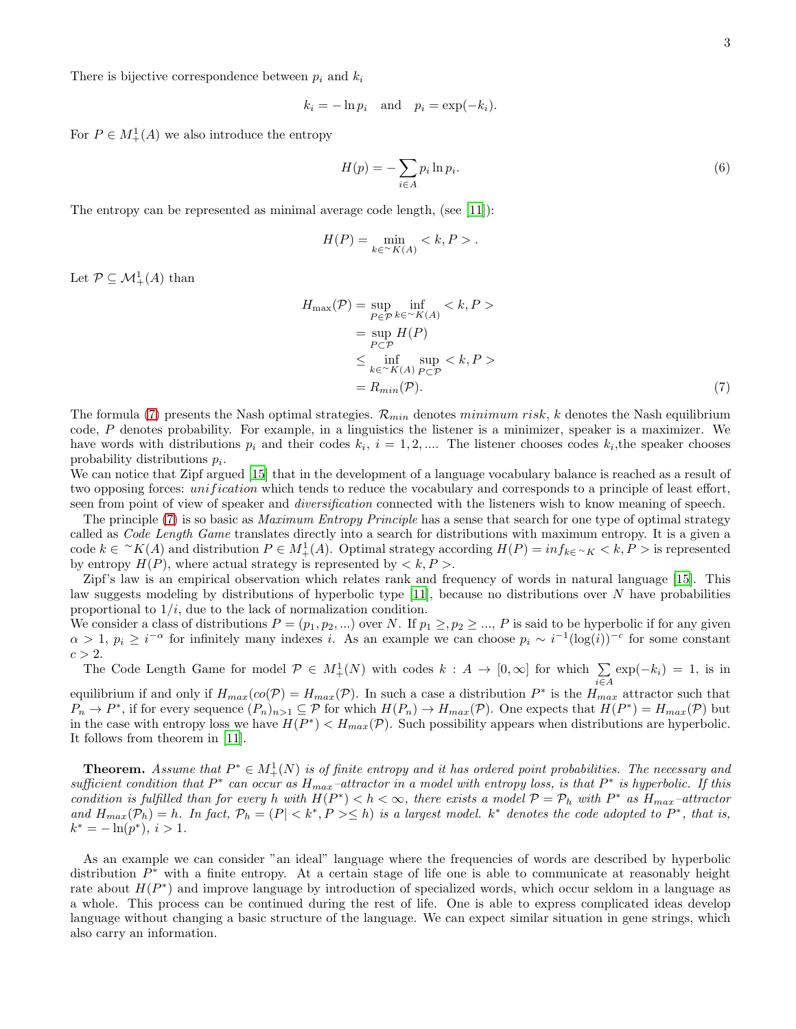There is bijective correspondence between $p_i$ and $k_i$

$$k_i = -\ln p_i \quad \text{and} \quad p_i = \exp(-k_i).$$

For $P \in M_+^1(A)$ we also introduce the entropy

$$H(p) = -\sum_{i \in A} p_i \ln p_i. \tag{6}$$

The entropy can be represented as minimal average code length, (see [11]):

$$H(P) = \min_{k \in {}^{\sim}K(A)} < k, P > .$$

Let $\mathcal{P} \subseteq \mathcal{M}_+^1(A)$ than

$$\begin{aligned}
H_{\max}(\mathcal{P}) &= \sup_{P \in \mathcal{P}} \inf_{k \in {}^{\sim}K(A)} < k, P > \\
&= \sup_{P \subset \mathcal{P}} H(P) \\
&\leq \inf_{k \in {}^{\sim}K(A)} \sup_{P \subset \mathcal{P}} < k, P > \\
&= R_{min}(\mathcal{P}).
\end{aligned} \tag{7}$$

The formula (7) presents the Nash optimal strategies. $\mathcal{R}_{min}$ denotes *minimum risk*, $k$ denotes the Nash equilibrium code, $P$ denotes probability. For example, in a linguistics the listener is a minimizer, speaker is a maximizer. We have words with distributions $p_i$ and their codes $k_i$, $i = 1, 2, ....$ The listener chooses codes $k_i$,the speaker chooses probability distributions $p_i$.

We can notice that Zipf argued [15] that in the development of a language vocabulary balance is reached as a result of two opposing forces: *unification* which tends to reduce the vocabulary and corresponds to a principle of least effort, seen from point of view of speaker and *diversification* connected with the listeners wish to know meaning of speech.

The principle (7) is so basic as *Maximum Entropy Principle* has a sense that search for one type of optimal strategy called as *Code Length Game* translates directly into a search for distributions with maximum entropy. It is a given a code $k \in {}^{\sim}K(A)$ and distribution $P \in M_+^1(A)$. Optimal strategy according $H(P) = inf_{k \in {}^{\sim}K} < k, P >$ is represented by entropy $H(P)$, where actual strategy is represented by $< k, P >$.

Zipf's law is an empirical observation which relates rank and frequency of words in natural language [15]. This law suggests modeling by distributions of hyperbolic type [11], because no distributions over $N$ have probabilities proportional to $1/i$, due to the lack of normalization condition.

We consider a class of distributions $P = (p_1, p_2, ...)$ over $N$. If $p_1 \geq, p_2 \geq ...$, $P$ is said to be hyperbolic if for any given $\alpha > 1$, $p_i \geq i^{-\alpha}$ for infinitely many indexes $i$. As an example we can choose $p_i \sim i^{-1}(\log(i))^{-c}$ for some constant $c > 2$.

The Code Length Game for model $\mathcal{P} \in M_+^1(N)$ with codes $k : A \to [0, \infty]$ for which $\sum_{i \in A} \exp(-k_i) = 1$, is in equilibrium if and only if $H_{max}(co(\mathcal{P}) = H_{max}(\mathcal{P})$. In such a case a distribution $P^*$ is the $H_{max}$ attractor such that $P_n \to P^*$, if for every sequence $(P_n)_{n>1} \subseteq \mathcal{P}$ for which $H(P_n) \to H_{max}(\mathcal{P})$. One expects that $H(P^*) = H_{max}(\mathcal{P})$ but in the case with entropy loss we have $H(P^*) < H_{max}(\mathcal{P})$. Such possibility appears when distributions are hyperbolic. It follows from theorem in [11].

**Theorem.** *Assume that $P^* \in M_+^1(N)$ is of finite entropy and it has ordered point probabilities. The necessary and sufficient condition that $P^*$ can occur as $H_{max}$–attractor in a model with entropy loss, is that $P^*$ is hyperbolic. If this condition is fulfilled than for every $h$ with $H(P^*) < h < \infty$, there exists a model $\mathcal{P} = \mathcal{P}_h$ with $P^*$ as $H_{max}$–attractor and $H_{max}(\mathcal{P}_h) = h$. In fact, $\mathcal{P}_h = (P| < k^*, P > \leq h)$ is a largest model. $k^*$ denotes the code adopted to $P^*$, that is, $k^* = -\ln(p^*)$, $i > 1$.*

As an example we can consider "an ideal" language where the frequencies of words are described by hyperbolic distribution $P^*$ with a finite entropy. At a certain stage of life one is able to communicate at reasonably height rate about $H(P^*)$ and improve language by introduction of specialized words, which occur seldom in a language as a whole. This process can be continued during the rest of life. One is able to express complicated ideas develop language without changing a basic structure of the language. We can expect similar situation in gene strings, which also carry an information.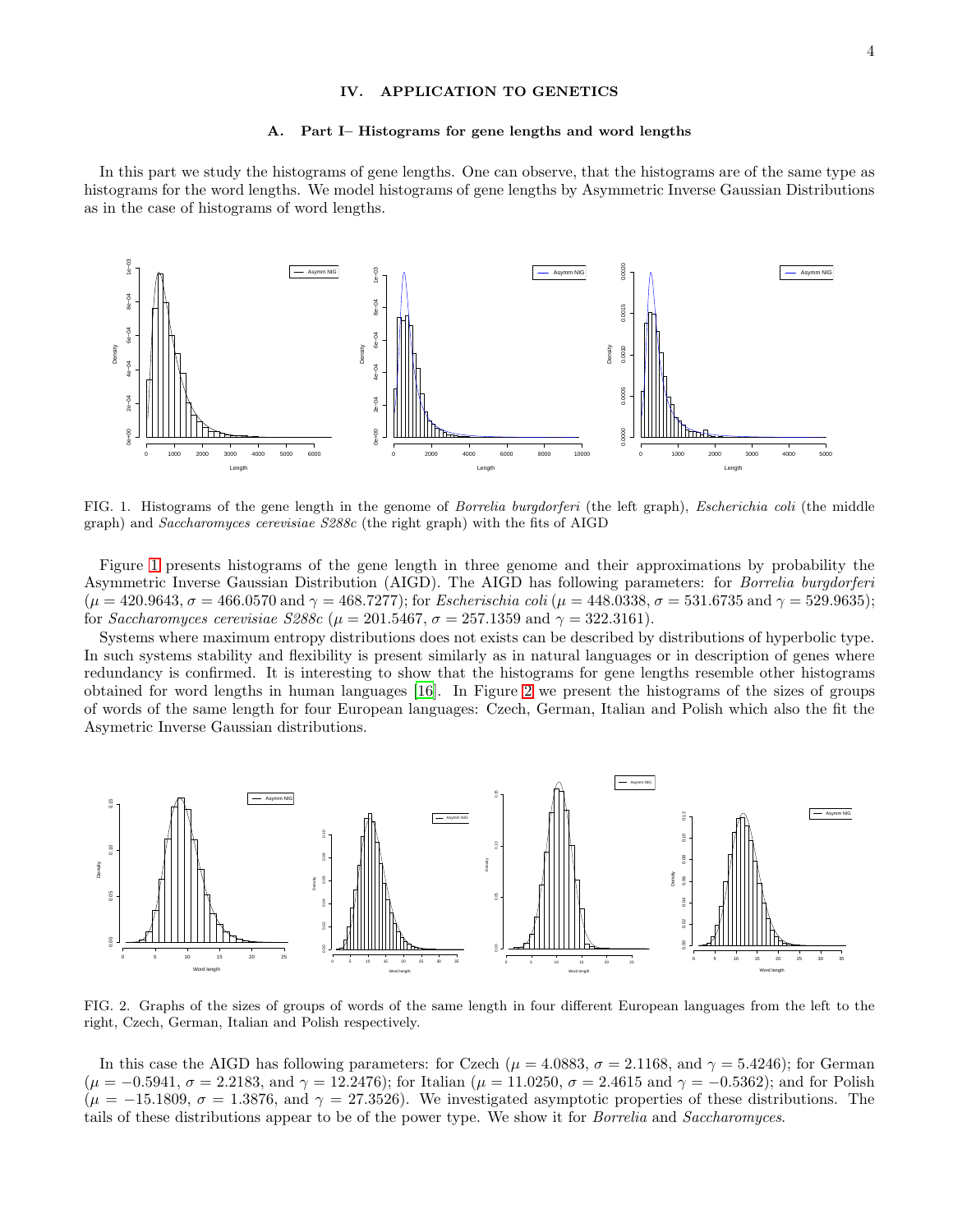## IV. APPLICATION TO GENETICS

### A. Part I– Histograms for gene lengths and word lengths

In this part we study the histograms of gene lengths. One can observe, that the histograms are of the same type as histograms for the word lengths. We model histograms of gene lengths by Asymmetric Inverse Gaussian Distributions as in the case of histograms of word lengths.

FIG. 1. Histograms of the gene length in the genome of *Borrelia burgdorferi* (the left graph), *Escherichia coli* (the middle graph) and *Saccharomyces cerevisiae S288c* (the right graph) with the fits of AIGD

Figure 1 presents histograms of the gene length in three genome and their approximations by probability the Asymmetric Inverse Gaussian Distribution (AIGD). The AIGD has following parameters: for *Borrelia burgdorferi* ($\mu = 420.9643, \sigma = 466.0570$ and $\gamma = 468.7277$); for *Escherischia coli* ($\mu = 448.0338, \sigma = 531.6735$ and $\gamma = 529.9635$); for *Saccharomyces cerevisiae S288c* ($\mu = 201.5467$, $\sigma = 257.1359$ and $\gamma = 322.3161$).

Systems where maximum entropy distributions does not exists can be described by distributions of hyperbolic type. In such systems stability and flexibility is present similarly as in natural languages or in description of genes where redundancy is confirmed. It is interesting to show that the histograms for gene lengths resemble other histograms obtained for word lengths in human languages [16]. In Figure 2 we present the histograms of the sizes of groups of words of the same length for four European languages: Czech, German, Italian and Polish which also the fit the Asymetric Inverse Gaussian distributions.

FIG. 2. Graphs of the sizes of groups of words of the same length in four different European languages from the left to the right, Czech, German, Italian and Polish respectively.

In this case the AIGD has following parameters: for Czech ($\mu = 4.0883$, $\sigma = 2.1168$, and $\gamma = 5.4246$); for German ($\mu = -0.5941$, $\sigma = 2.2183$, and $\gamma = 12.2476$); for Italian ($\mu = 11.0250$, $\sigma = 2.4615$ and $\gamma = -0.5362$); and for Polish ($\mu = -15.1809$, $\sigma = 1.3876$, and $\gamma = 27.3526$). We investigated asymptotic properties of these distributions. The tails of these distributions appear to be of the power type. We show it for *Borrelia* and *Saccharomyces*.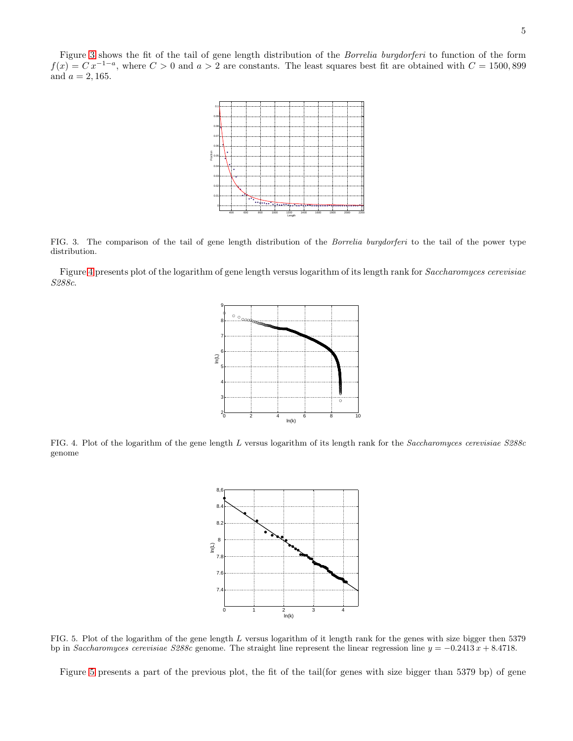Figure 3 shows the fit of the tail of gene length distribution of the *Borrelia burgdorferi* to function of the form $f(x) = C\,x^{-1-a}$, where $C > 0$ and $a > 2$ are constants. The least squares best fit are obtained with $C = 1500,899$ and $a = 2,165$.

FIG. 3. The comparison of the tail of gene length distribution of the *Borrelia burgdorferi* to the tail of the power type distribution.

Figure 4 presents plot of the logarithm of gene length versus logarithm of its length rank for *Saccharomyces cerevisiae S288c*.

FIG. 4. Plot of the logarithm of the gene length $L$ versus logarithm of its length rank for the *Saccharomyces cerevisiae S288c* genome

FIG. 5. Plot of the logarithm of the gene length $L$ versus logarithm of it length rank for the genes with size bigger then 5379 bp in *Saccharomyces cerevisiae S288c* genome. The straight line represent the linear regression line $y = -0.2413\,x + 8.4718$.

Figure 5 presents a part of the previous plot, the fit of the tail(for genes with size bigger than 5379 bp) of gene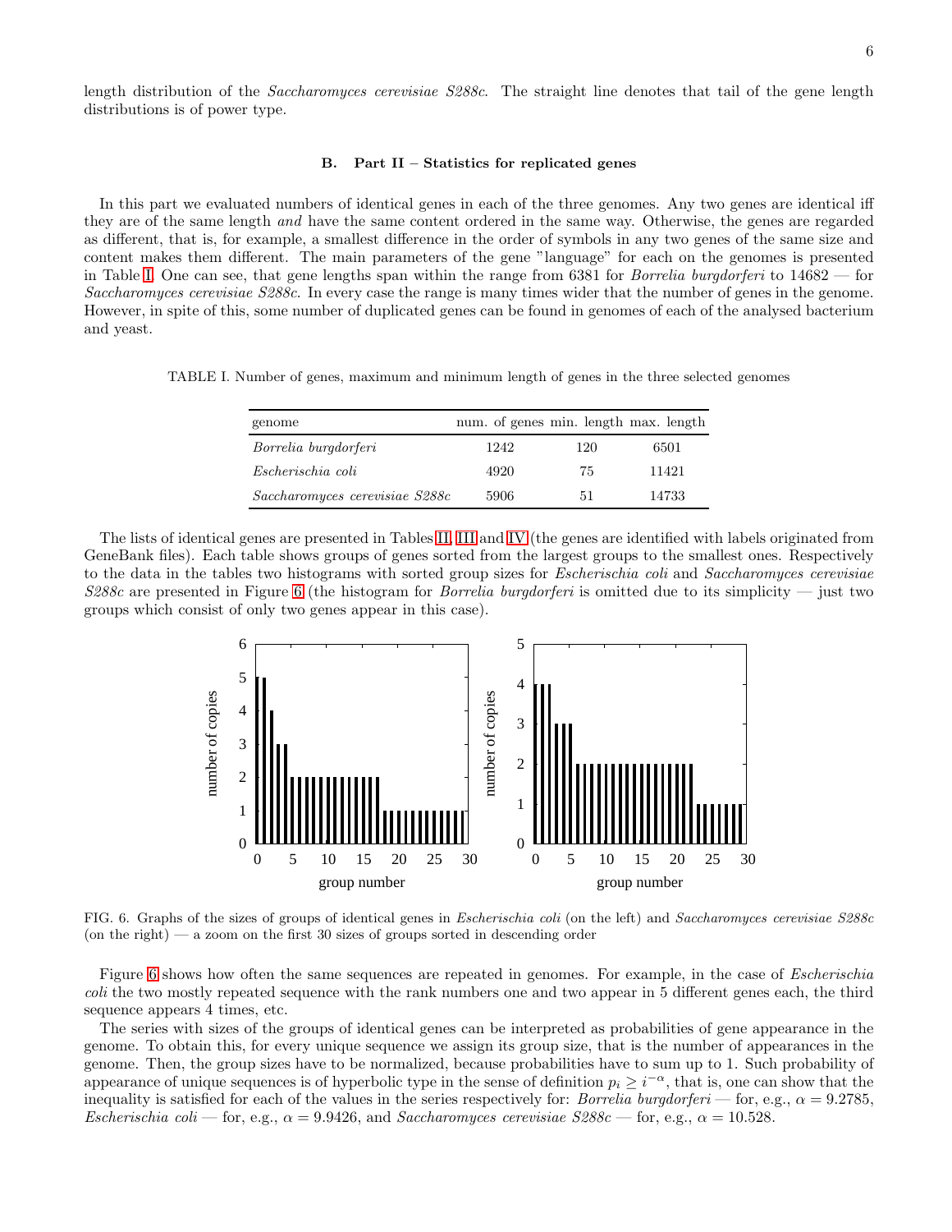length distribution of the *Saccharomyces cerevisiae S288c*. The straight line denotes that tail of the gene length distributions is of power type.

### B. Part II – Statistics for replicated genes

In this part we evaluated numbers of identical genes in each of the three genomes. Any two genes are identical iff they are of the same length *and* have the same content ordered in the same way. Otherwise, the genes are regarded as different, that is, for example, a smallest difference in the order of symbols in any two genes of the same size and content makes them different. The main parameters of the gene "language" for each on the genomes is presented in Table I. One can see, that gene lengths span within the range from 6381 for *Borrelia burgdorferi* to 14682 — for *Saccharomyces cerevisiae S288c*. In every case the range is many times wider that the number of genes in the genome. However, in spite of this, some number of duplicated genes can be found in genomes of each of the analysed bacterium and yeast.

TABLE I. Number of genes, maximum and minimum length of genes in the three selected genomes

| genome | num. of genes | min. length | max. length |
|---|---|---|---|
| *Borrelia burgdorferi* | 1242 | 120 | 6501 |
| *Escherischia coli* | 4920 | 75 | 11421 |
| *Saccharomyces cerevisiae S288c* | 5906 | 51 | 14733 |

The lists of identical genes are presented in Tables II, III and IV (the genes are identified with labels originated from GeneBank files). Each table shows groups of genes sorted from the largest groups to the smallest ones. Respectively to the data in the tables two histograms with sorted group sizes for *Escherischia coli* and *Saccharomyces cerevisiae S288c* are presented in Figure 6 (the histogram for *Borrelia burgdorferi* is omitted due to its simplicity — just two groups which consist of only two genes appear in this case).

FIG. 6. Graphs of the sizes of groups of identical genes in *Escherischia coli* (on the left) and *Saccharomyces cerevisiae S288c* (on the right) — a zoom on the first 30 sizes of groups sorted in descending order

Figure 6 shows how often the same sequences are repeated in genomes. For example, in the case of *Escherischia coli* the two mostly repeated sequence with the rank numbers one and two appear in 5 different genes each, the third sequence appears 4 times, etc.

The series with sizes of the groups of identical genes can be interpreted as probabilities of gene appearance in the genome. To obtain this, for every unique sequence we assign its group size, that is the number of appearances in the genome. Then, the group sizes have to be normalized, because probabilities have to sum up to 1. Such probability of appearance of unique sequences is of hyperbolic type in the sense of definition $p_i \geq i^{-\alpha}$, that is, one can show that the inequality is satisfied for each of the values in the series respectively for: *Borrelia burgdorferi* — for, e.g., $\alpha = 9.2785$, *Escherischia coli* — for, e.g., $\alpha = 9.9426$, and *Saccharomyces cerevisiae S288c* — for, e.g., $\alpha = 10.528$.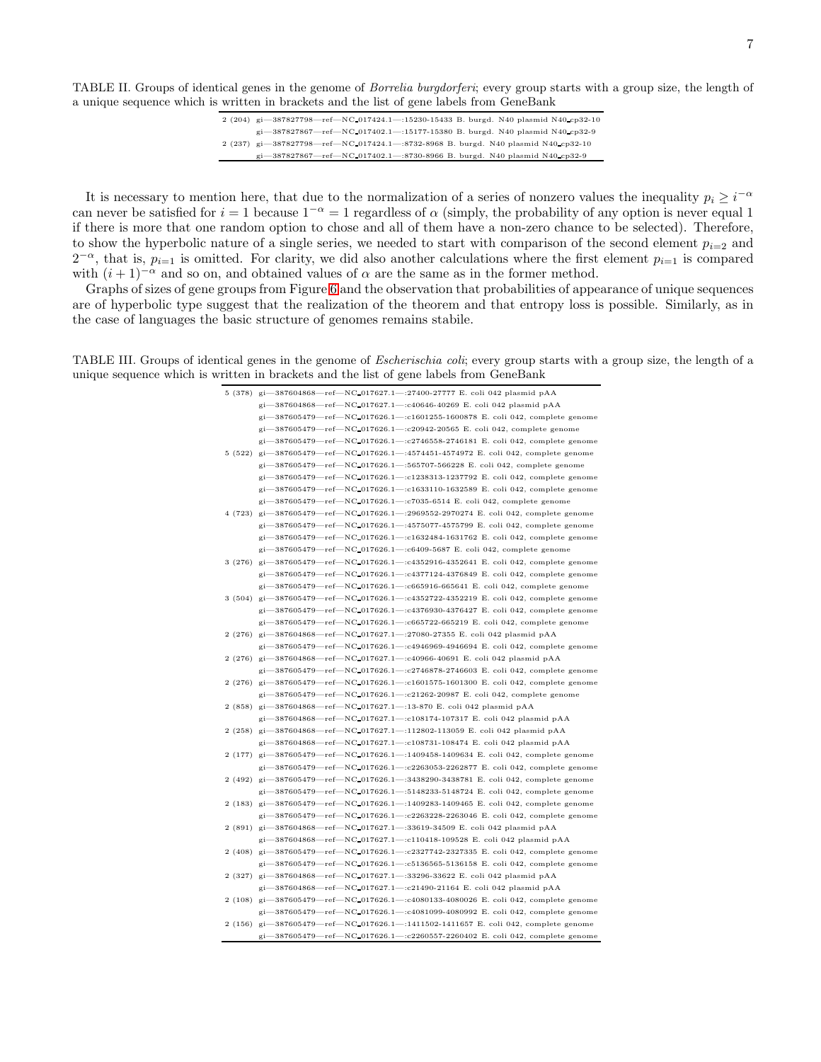TABLE II. Groups of identical genes in the genome of *Borrelia burgdorferi*; every group starts with a group size, the length of a unique sequence which is written in brackets and the list of gene labels from GeneBank

| | |
|---|---|
| 2 (204) | gi—387827798—ref—NC_017424.1—:15230-15433 B. burgd. N40 plasmid N40_cp32-10 |
| | gi—387827867—ref—NC_017402.1—:15177-15380 B. burgd. N40 plasmid N40_cp32-9 |
| 2 (237) | gi—387827798—ref—NC_017424.1—:8732-8968 B. burgd. N40 plasmid N40_cp32-10 |
| | gi—387827867—ref—NC_017402.1—:8730-8966 B. burgd. N40 plasmid N40_cp32-9 |

It is necessary to mention here, that due to the normalization of a series of nonzero values the inequality $p_i \geq i^{-\alpha}$ can never be satisfied for $i = 1$ because $1^{-\alpha} = 1$ regardless of $\alpha$ (simply, the probability of any option is never equal 1 if there is more that one random option to chose and all of them have a non-zero chance to be selected). Therefore, to show the hyperbolic nature of a single series, we needed to start with comparison of the second element $p_{i=2}$ and $2^{-\alpha}$, that is, $p_{i=1}$ is omitted. For clarity, we did also another calculations where the first element $p_{i=1}$ is compared with $(i+1)^{-\alpha}$ and so on, and obtained values of $\alpha$ are the same as in the former method.

Graphs of sizes of gene groups from Figure 6 and the observation that probabilities of appearance of unique sequences are of hyperbolic type suggest that the realization of the theorem and that entropy loss is possible. Similarly, as in the case of languages the basic structure of genomes remains stabile.

TABLE III. Groups of identical genes in the genome of *Escherischia coli*; every group starts with a group size, the length of a unique sequence which is written in brackets and the list of gene labels from GeneBank

| | |
|---|---|
| 5 (378) | gi—387604868—ref—NC_017627.1—:27400-27777 E. coli 042 plasmid pAA |
| | gi—387604868—ref—NC_017627.1—:c40646-40269 E. coli 042 plasmid pAA |
| | gi—387605479—ref—NC_017626.1—:c1601255-1600878 E. coli 042, complete genome |
| | gi—387605479—ref—NC_017626.1—:c20942-20565 E. coli 042, complete genome |
| | gi—387605479—ref—NC_017626.1—:c2746558-2746181 E. coli 042, complete genome |
| 5 (522) | gi—387605479—ref—NC_017626.1—:4574451-4574972 E. coli 042, complete genome |
| | gi—387605479—ref—NC_017626.1—:565707-566228 E. coli 042, complete genome |
| | gi—387605479—ref—NC_017626.1—:c1238313-1237792 E. coli 042, complete genome |
| | gi—387605479—ref—NC_017626.1—:c1633110-1632589 E. coli 042, complete genome |
| | gi—387605479—ref—NC_017626.1—:c7035-6514 E. coli 042, complete genome |
| 4 (723) | gi—387605479—ref—NC_017626.1—:2969552-2970274 E. coli 042, complete genome |
| | gi—387605479—ref—NC_017626.1—:4575077-4575799 E. coli 042, complete genome |
| | gi—387605479—ref—NC_017626.1—:c1632484-1631762 E. coli 042, complete genome |
| | gi—387605479—ref—NC_017626.1—:c6409-5687 E. coli 042, complete genome |
| 3 (276) | gi—387605479—ref—NC_017626.1—:c4352916-4352641 E. coli 042, complete genome |
| | gi—387605479—ref—NC_017626.1—:c4377124-4376849 E. coli 042, complete genome |
| | gi—387605479—ref—NC_017626.1—:c665916-665641 E. coli 042, complete genome |
| 3 (504) | gi—387605479—ref—NC_017626.1—:c4352722-4352219 E. coli 042, complete genome |
| | gi—387605479—ref—NC_017626.1—:c4376930-4376427 E. coli 042, complete genome |
| | gi—387605479—ref—NC_017626.1—:c665722-665219 E. coli 042, complete genome |
| 2 (276) | gi—387604868—ref—NC_017627.1—:27080-27355 E. coli 042 plasmid pAA |
| | gi—387605479—ref—NC_017626.1—:c4946969-4946694 E. coli 042, complete genome |
| 2 (276) | gi—387604868—ref—NC_017627.1—:c40966-40691 E. coli 042 plasmid pAA |
| | gi—387605479—ref—NC_017626.1—:c2746878-2746603 E. coli 042, complete genome |
| 2 (276) | gi—387605479—ref—NC_017626.1—:c1601575-1601300 E. coli 042, complete genome |
| | gi—387605479—ref—NC_017626.1—:c21262-20987 E. coli 042, complete genome |
| 2 (858) | gi—387604868—ref—NC_017627.1—:13-870 E. coli 042 plasmid pAA |
| | gi—387604868—ref—NC_017627.1—:c108174-107317 E. coli 042 plasmid pAA |
| 2 (258) | gi—387604868—ref—NC_017627.1—:112802-113059 E. coli 042 plasmid pAA |
| | gi—387604868—ref—NC_017627.1—:c108731-108474 E. coli 042 plasmid pAA |
| 2 (177) | gi—387605479—ref—NC_017626.1—:1409458-1409634 E. coli 042, complete genome |
| | gi—387605479—ref—NC_017626.1—:c2263053-2262877 E. coli 042, complete genome |
| 2 (492) | gi—387605479—ref—NC_017626.1—:3438290-3438781 E. coli 042, complete genome |
| | gi—387605479—ref—NC_017626.1—:5148233-5148724 E. coli 042, complete genome |
| 2 (183) | gi—387605479—ref—NC_017626.1—:1409283-1409465 E. coli 042, complete genome |
| | gi—387605479—ref—NC_017626.1—:c2263228-2263046 E. coli 042, complete genome |
| 2 (891) | gi—387604868—ref—NC_017627.1—:33619-34509 E. coli 042 plasmid pAA |
| | gi—387604868—ref—NC_017627.1—:c110418-109528 E. coli 042 plasmid pAA |
| 2 (408) | gi—387605479—ref—NC_017626.1—:c2327742-2327335 E. coli 042, complete genome |
| | gi—387605479—ref—NC_017626.1—:c5136565-5136158 E. coli 042, complete genome |
| 2 (327) | gi—387604868—ref—NC_017627.1—:33296-33622 E. coli 042 plasmid pAA |
| | gi—387604868—ref—NC_017627.1—:c21490-21164 E. coli 042 plasmid pAA |
| 2 (108) | gi—387605479—ref—NC_017626.1—:c4080133-4080026 E. coli 042, complete genome |
| | gi—387605479—ref—NC_017626.1—:c4081099-4080992 E. coli 042, complete genome |
| 2 (156) | gi—387605479—ref—NC_017626.1—:1411502-1411657 E. coli 042, complete genome |
| | gi—387605479—ref—NC_017626.1—:c2260557-2260402 E. coli 042, complete genome |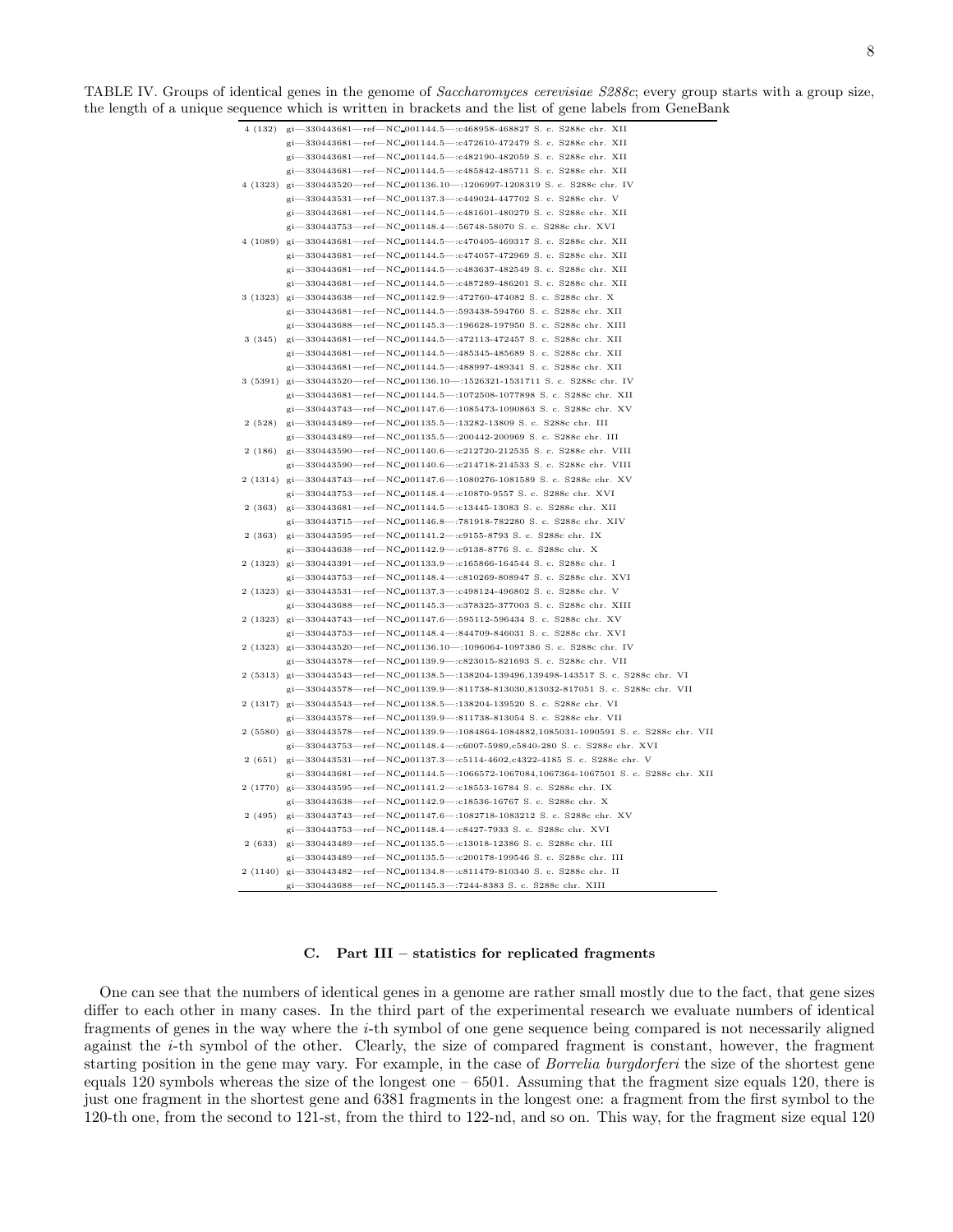TABLE IV. Groups of identical genes in the genome of *Saccharomyces cerevisiae S288c*; every group starts with a group size, the length of a unique sequence which is written in brackets and the list of gene labels from GeneBank

| | |
|---|---|
| 4 (132) | gi—330443681—ref—NC_001144.5—:c468958-468827 S. c. S288c chr. XII |
| | gi—330443681—ref—NC_001144.5—:c472610-472479 S. c. S288c chr. XII |
| | gi—330443681—ref—NC_001144.5—:c482190-482059 S. c. S288c chr. XII |
| | gi—330443681—ref—NC_001144.5—:c485842-485711 S. c. S288c chr. XII |
| 4 (1323) | gi—330443520—ref—NC_001136.10—:1206997-1208319 S. c. S288c chr. IV |
| | gi—330443531—ref—NC_001137.3—:c449024-447702 S. c. S288c chr. V |
| | gi—330443681—ref—NC_001144.5—:c481601-480279 S. c. S288c chr. XII |
| | gi—330443753—ref—NC_001148.4—:56748-58070 S. c. S288c chr. XVI |
| 4 (1089) | gi—330443681—ref—NC_001144.5—:c470405-469317 S. c. S288c chr. XII |
| | gi—330443681—ref—NC_001144.5—:c474057-472969 S. c. S288c chr. XII |
| | gi—330443681—ref—NC_001144.5—:c483637-482549 S. c. S288c chr. XII |
| | gi—330443681—ref—NC_001144.5—:c487289-486201 S. c. S288c chr. XII |
| 3 (1323) | gi—330443638—ref—NC_001142.9—:472760-474082 S. c. S288c chr. X |
| | gi—330443681—ref—NC_001144.5—:593438-594760 S. c. S288c chr. XII |
| | gi—330443688—ref—NC_001145.3—:196628-197950 S. c. S288c chr. XIII |
| 3 (345) | gi—330443681—ref—NC_001144.5—:472113-472457 S. c. S288c chr. XII |
| | gi—330443681—ref—NC_001144.5—:485345-485689 S. c. S288c chr. XII |
| | gi—330443681—ref—NC_001144.5—:488997-489341 S. c. S288c chr. XII |
| 3 (5391) | gi—330443520—ref—NC_001136.10—:1526321-1531711 S. c. S288c chr. IV |
| | gi—330443681—ref—NC_001144.5—:1072508-1077898 S. c. S288c chr. XII |
| | gi—330443743—ref—NC_001147.6—:1085473-1090863 S. c. S288c chr. XV |
| 2 (528) | gi—330443489—ref—NC_001135.5—:13282-13809 S. c. S288c chr. III |
| | gi—330443489—ref—NC_001135.5—:200442-200969 S. c. S288c chr. III |
| 2 (186) | gi—330443590—ref—NC_001140.6—:c212720-212535 S. c. S288c chr. VIII |
| | gi—330443590—ref—NC_001140.6—:c214718-214533 S. c. S288c chr. VIII |
| 2 (1314) | gi—330443743—ref—NC_001147.6—:1080276-1081589 S. c. S288c chr. XV |
| | gi—330443753—ref—NC_001148.4—:c10870-9557 S. c. S288c chr. XVI |
| 2 (363) | gi—330443681—ref—NC_001144.5—:c13445-13083 S. c. S288c chr. XII |
| | gi—330443715—ref—NC_001146.8—:781918-782280 S. c. S288c chr. XIV |
| 2 (363) | gi—330443595—ref—NC_001141.2—:c9155-8793 S. c. S288c chr. IX |
| | gi—330443638—ref—NC_001142.9—:c9138-8776 S. c. S288c chr. X |
| 2 (1323) | gi—330443391—ref—NC_001133.9—:c165866-164544 S. c. S288c chr. I |
| | gi—330443753—ref—NC_001148.4—:c810269-808947 S. c. S288c chr. XVI |
| 2 (1323) | gi—330443531—ref—NC_001137.3—:c498124-496802 S. c. S288c chr. V |
| | gi—330443688—ref—NC_001145.3—:c378325-377003 S. c. S288c chr. XIII |
| 2 (1323) | gi—330443743—ref—NC_001147.6—:595112-596434 S. c. S288c chr. XV |
| | gi—330443753—ref—NC_001148.4—:844709-846031 S. c. S288c chr. XVI |
| 2 (1323) | gi—330443520—ref—NC_001136.10—:1096064-1097386 S. c. S288c chr. IV |
| | gi—330443578—ref—NC_001139.9—:c823015-821693 S. c. S288c chr. VII |
| 2 (5313) | gi—330443543—ref—NC_001138.5—:138204-139496,139498-143517 S. c. S288c chr. VI |
| | gi—330443578—ref—NC_001139.9—:811738-813030,813032-817051 S. c. S288c chr. VII |
| 2 (1317) | gi—330443543—ref—NC_001138.5—:138204-139520 S. c. S288c chr. VI |
| | gi—330443578—ref—NC_001139.9—:811738-813054 S. c. S288c chr. VII |
| 2 (5580) | gi—330443578—ref—NC_001139.9—:1084864-1084882,1085031-1090591 S. c. S288c chr. VII |
| | gi—330443753—ref—NC_001148.4—:c6007-5989,c5840-280 S. c. S288c chr. XVI |
| 2 (651) | gi—330443531—ref—NC_001137.3—:c5114-4602,c4322-4185 S. c. S288c chr. V |
| | gi—330443681—ref—NC_001144.5—:1066572-1067084,1067364-1067501 S. c. S288c chr. XII |
| 2 (1770) | gi—330443595—ref—NC_001141.2—:c18553-16784 S. c. S288c chr. IX |
| | gi—330443638—ref—NC_001142.9—:c18536-16767 S. c. S288c chr. X |
| 2 (495) | gi—330443743—ref—NC_001147.6—:1082718-1083212 S. c. S288c chr. XV |
| | gi—330443753—ref—NC_001148.4—:c8427-7933 S. c. S288c chr. XVI |
| 2 (633) | gi—330443489—ref—NC_001135.5—:c13018-12386 S. c. S288c chr. III |
| | gi—330443489—ref—NC_001135.5—:c200178-199546 S. c. S288c chr. III |
| 2 (1140) | gi—330443482—ref—NC_001134.8—:c811479-810340 S. c. S288c chr. II |
| | gi—330443688—ref—NC_001145.3—:7244-8383 S. c. S288c chr. XIII |

### C. Part III – statistics for replicated fragments

One can see that the numbers of identical genes in a genome are rather small mostly due to the fact, that gene sizes differ to each other in many cases. In the third part of the experimental research we evaluate numbers of identical fragments of genes in the way where the $i$-th symbol of one gene sequence being compared is not necessarily aligned against the $i$-th symbol of the other. Clearly, the size of compared fragment is constant, however, the fragment starting position in the gene may vary. For example, in the case of *Borrelia burgdorferi* the size of the shortest gene equals 120 symbols whereas the size of the longest one – 6501. Assuming that the fragment size equals 120, there is just one fragment in the shortest gene and 6381 fragments in the longest one: a fragment from the first symbol to the 120-th one, from the second to 121-st, from the third to 122-nd, and so on. This way, for the fragment size equal 120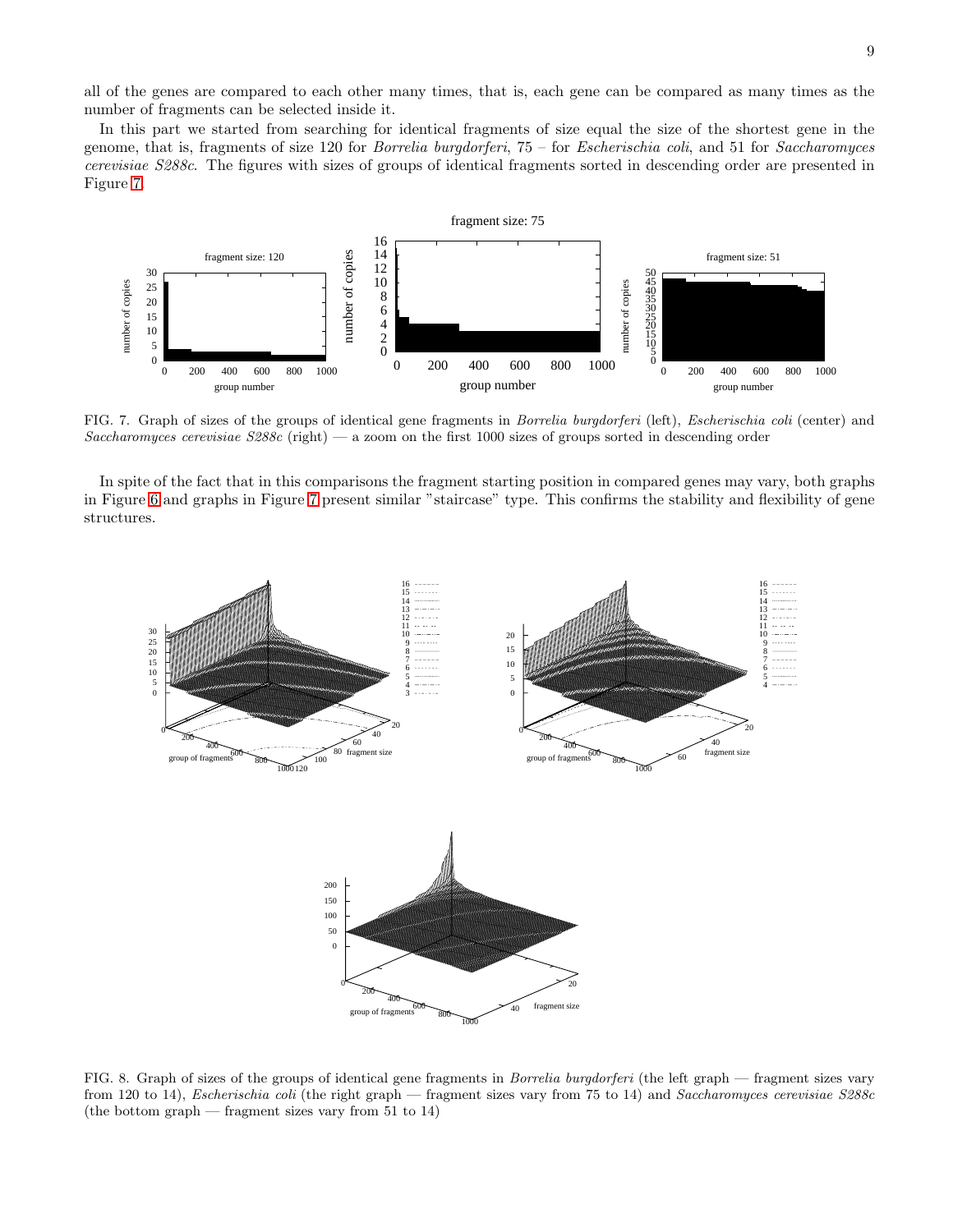all of the genes are compared to each other many times, that is, each gene can be compared as many times as the number of fragments can be selected inside it.

In this part we started from searching for identical fragments of size equal the size of the shortest gene in the genome, that is, fragments of size 120 for *Borrelia burgdorferi*, 75 – for *Escherischia coli*, and 51 for *Saccharomyces cerevisiae S288c*. The figures with sizes of groups of identical fragments sorted in descending order are presented in Figure 7.

FIG. 7. Graph of sizes of the groups of identical gene fragments in *Borrelia burgdorferi* (left), *Escherischia coli* (center) and *Saccharomyces cerevisiae S288c* (right) — a zoom on the first 1000 sizes of groups sorted in descending order

In spite of the fact that in this comparisons the fragment starting position in compared genes may vary, both graphs in Figure 6 and graphs in Figure 7 present similar "staircase" type. This confirms the stability and flexibility of gene structures.

FIG. 8. Graph of sizes of the groups of identical gene fragments in *Borrelia burgdorferi* (the left graph — fragment sizes vary from 120 to 14), *Escherischia coli* (the right graph — fragment sizes vary from 75 to 14) and *Saccharomyces cerevisiae S288c* (the bottom graph — fragment sizes vary from 51 to 14)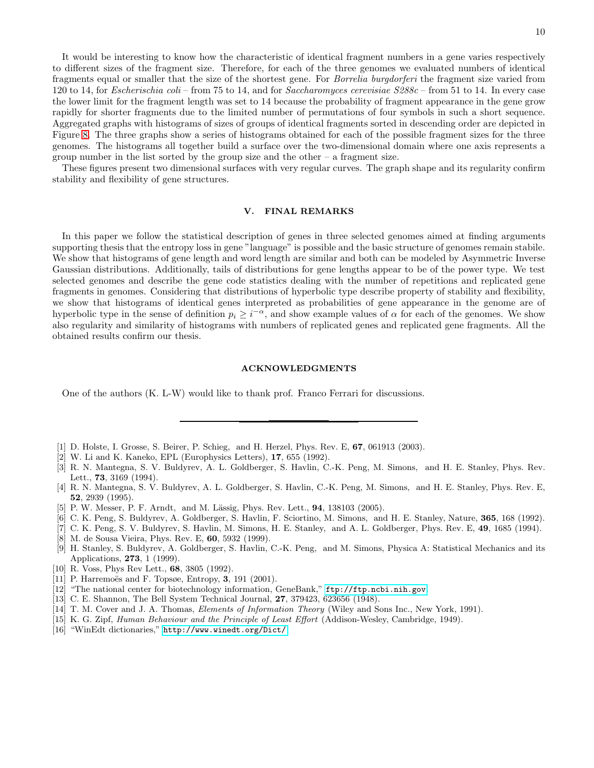It would be interesting to know how the characteristic of identical fragment numbers in a gene varies respectively to different sizes of the fragment size. Therefore, for each of the three genomes we evaluated numbers of identical fragments equal or smaller that the size of the shortest gene. For *Borrelia burgdorferi* the fragment size varied from 120 to 14, for *Escherischia coli* – from 75 to 14, and for *Saccharomyces cerevisiae S288c* – from 51 to 14. In every case the lower limit for the fragment length was set to 14 because the probability of fragment appearance in the gene grow rapidly for shorter fragments due to the limited number of permutations of four symbols in such a short sequence. Aggregated graphs with histograms of sizes of groups of identical fragments sorted in descending order are depicted in Figure 8. The three graphs show a series of histograms obtained for each of the possible fragment sizes for the three genomes. The histograms all together build a surface over the two-dimensional domain where one axis represents a group number in the list sorted by the group size and the other – a fragment size.

These figures present two dimensional surfaces with very regular curves. The graph shape and its regularity confirm stability and flexibility of gene structures.

## V. FINAL REMARKS

In this paper we follow the statistical description of genes in three selected genomes aimed at finding arguments supporting thesis that the entropy loss in gene "language" is possible and the basic structure of genomes remain stabile. We show that histograms of gene length and word length are similar and both can be modeled by Asymmetric Inverse Gaussian distributions. Additionally, tails of distributions for gene lengths appear to be of the power type. We test selected genomes and describe the gene code statistics dealing with the number of repetitions and replicated gene fragments in genomes. Considering that distributions of hyperbolic type describe property of stability and flexibility, we show that histograms of identical genes interpreted as probabilities of gene appearance in the genome are of hyperbolic type in the sense of definition $p_i \geq i^{-\alpha}$, and show example values of $\alpha$ for each of the genomes. We show also regularity and similarity of histograms with numbers of replicated genes and replicated gene fragments. All the obtained results confirm our thesis.

## ACKNOWLEDGMENTS

One of the authors (K. L-W) would like to thank prof. Franco Ferrari for discussions.

---

[1] D. Holste, I. Grosse, S. Beirer, P. Schieg, and H. Herzel, Phys. Rev. E, **67**, 061913 (2003).
[2] W. Li and K. Kaneko, EPL (Europhysics Letters), **17**, 655 (1992).
[3] R. N. Mantegna, S. V. Buldyrev, A. L. Goldberger, S. Havlin, C.-K. Peng, M. Simons, and H. E. Stanley, Phys. Rev. Lett., **73**, 3169 (1994).
[4] R. N. Mantegna, S. V. Buldyrev, A. L. Goldberger, S. Havlin, C.-K. Peng, M. Simons, and H. E. Stanley, Phys. Rev. E, **52**, 2939 (1995).
[5] P. W. Messer, P. F. Arndt, and M. Lässig, Phys. Rev. Lett., **94**, 138103 (2005).
[6] C. K. Peng, S. Buldyrev, A. Goldberger, S. Havlin, F. Sciortino, M. Simons, and H. E. Stanley, Nature, **365**, 168 (1992).
[7] C. K. Peng, S. V. Buldyrev, S. Havlin, M. Simons, H. E. Stanley, and A. L. Goldberger, Phys. Rev. E, **49**, 1685 (1994).
[8] M. de Sousa Vieira, Phys. Rev. E, **60**, 5932 (1999).
[9] H. Stanley, S. Buldyrev, A. Goldberger, S. Havlin, C.-K. Peng, and M. Simons, Physica A: Statistical Mechanics and its Applications, **273**, 1 (1999).
[10] R. Voss, Phys Rev Lett., **68**, 3805 (1992).
[11] P. Harremoës and F. Topsøe, Entropy, **3**, 191 (2001).
[12] "The national center for biotechnology information, GeneBank," `ftp://ftp.ncbi.nih.gov`
[13] C. E. Shannon, The Bell System Technical Journal, **27**, 379423, 623656 (1948).
[14] T. M. Cover and J. A. Thomas, *Elements of Information Theory* (Wiley and Sons Inc., New York, 1991).
[15] K. G. Zipf, *Human Behaviour and the Principle of Least Effort* (Addison-Wesley, Cambridge, 1949).
[16] "WinEdt dictionaries," `http://www.winedt.org/Dict/`